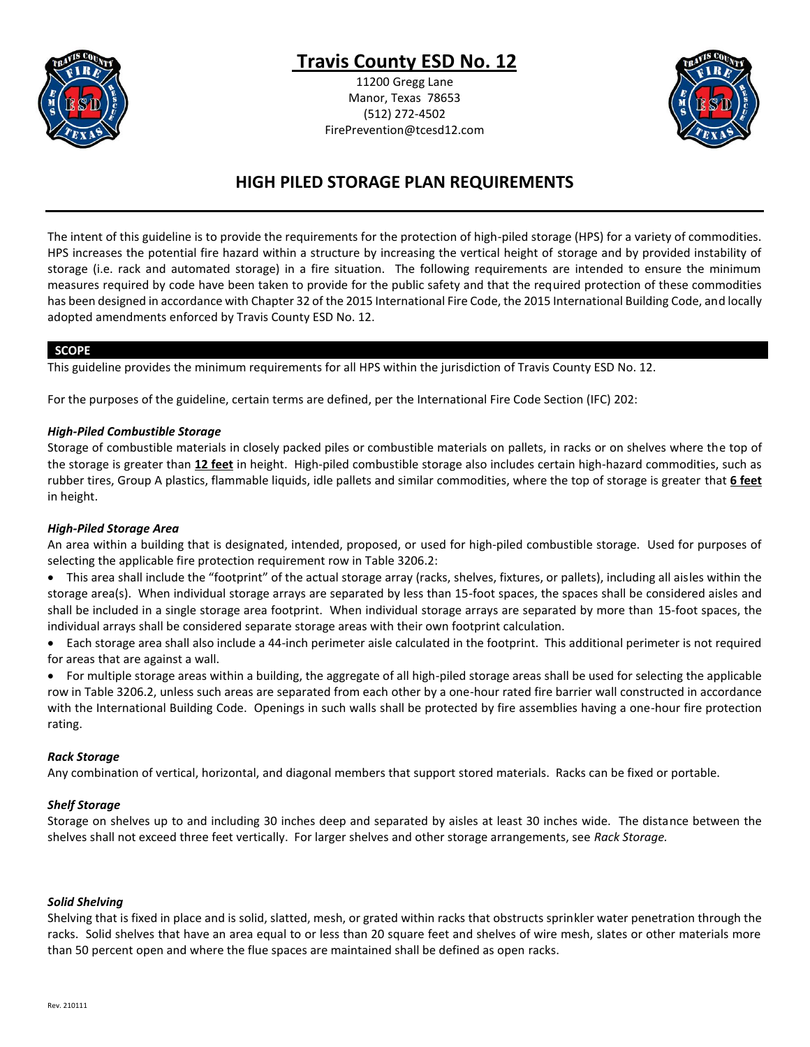# Travis County ESD No. 12

11200 Gregg Lane
Manor, Texas 78653
(512) 272-4502
FirePrevention@tcesd12.com

## HIGH PILED STORAGE PLAN REQUIREMENTS

The intent of this guideline is to provide the requirements for the protection of high-piled storage (HPS) for a variety of commodities. HPS increases the potential fire hazard within a structure by increasing the vertical height of storage and by provided instability of storage (i.e. rack and automated storage) in a fire situation. The following requirements are intended to ensure the minimum measures required by code have been taken to provide for the public safety and that the required protection of these commodities has been designed in accordance with Chapter 32 of the 2015 International Fire Code, the 2015 International Building Code, and locally adopted amendments enforced by Travis County ESD No. 12.

### SCOPE

This guideline provides the minimum requirements for all HPS within the jurisdiction of Travis County ESD No. 12.

For the purposes of the guideline, certain terms are defined, per the International Fire Code Section (IFC) 202:

***High-Piled Combustible Storage***

Storage of combustible materials in closely packed piles or combustible materials on pallets, in racks or on shelves where the top of the storage is greater than **12 feet** in height. High-piled combustible storage also includes certain high-hazard commodities, such as rubber tires, Group A plastics, flammable liquids, idle pallets and similar commodities, where the top of storage is greater that **6 feet** in height.

***High-Piled Storage Area***

An area within a building that is designated, intended, proposed, or used for high-piled combustible storage. Used for purposes of selecting the applicable fire protection requirement row in Table 3206.2:

- This area shall include the "footprint" of the actual storage array (racks, shelves, fixtures, or pallets), including all aisles within the storage area(s). When individual storage arrays are separated by less than 15-foot spaces, the spaces shall be considered aisles and shall be included in a single storage area footprint. When individual storage arrays are separated by more than 15-foot spaces, the individual arrays shall be considered separate storage areas with their own footprint calculation.
- Each storage area shall also include a 44-inch perimeter aisle calculated in the footprint. This additional perimeter is not required for areas that are against a wall.
- For multiple storage areas within a building, the aggregate of all high-piled storage areas shall be used for selecting the applicable row in Table 3206.2, unless such areas are separated from each other by a one-hour rated fire barrier wall constructed in accordance with the International Building Code. Openings in such walls shall be protected by fire assemblies having a one-hour fire protection rating.

***Rack Storage***

Any combination of vertical, horizontal, and diagonal members that support stored materials. Racks can be fixed or portable.

***Shelf Storage***

Storage on shelves up to and including 30 inches deep and separated by aisles at least 30 inches wide. The distance between the shelves shall not exceed three feet vertically. For larger shelves and other storage arrangements, see *Rack Storage.*

***Solid Shelving***

Shelving that is fixed in place and is solid, slatted, mesh, or grated within racks that obstructs sprinkler water penetration through the racks. Solid shelves that have an area equal to or less than 20 square feet and shelves of wire mesh, slates or other materials more than 50 percent open and where the flue spaces are maintained shall be defined as open racks.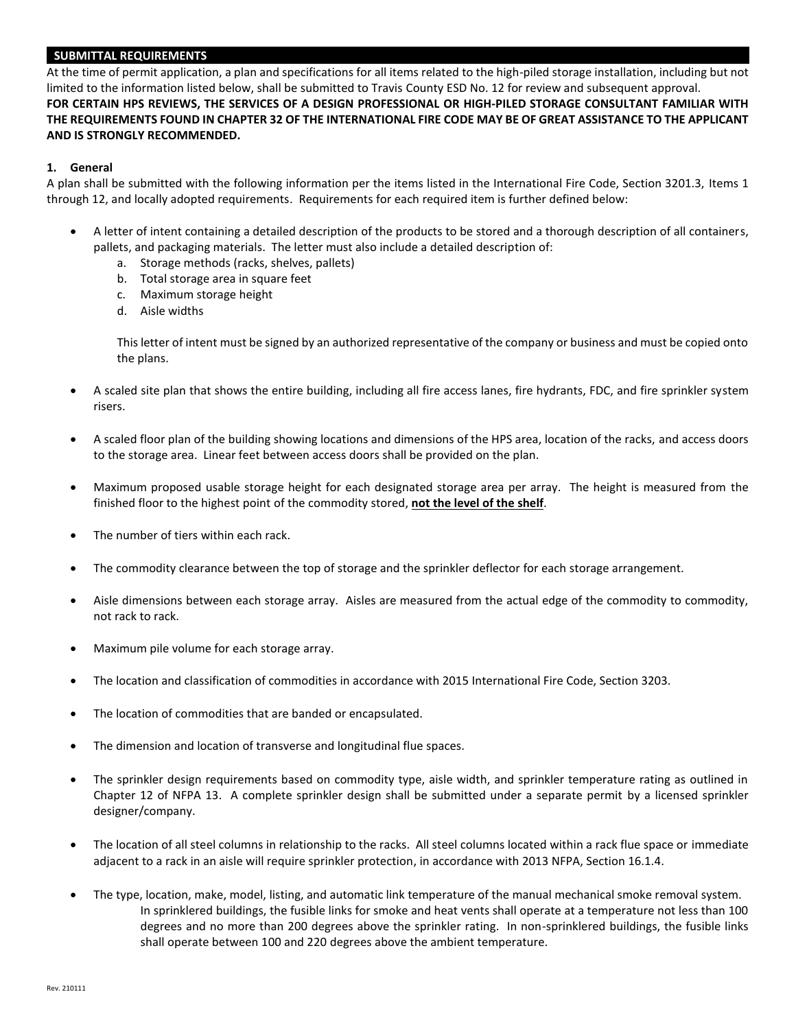## SUBMITTAL REQUIREMENTS

At the time of permit application, a plan and specifications for all items related to the high-piled storage installation, including but not limited to the information listed below, shall be submitted to Travis County ESD No. 12 for review and subsequent approval.

**FOR CERTAIN HPS REVIEWS, THE SERVICES OF A DESIGN PROFESSIONAL OR HIGH-PILED STORAGE CONSULTANT FAMILIAR WITH THE REQUIREMENTS FOUND IN CHAPTER 32 OF THE INTERNATIONAL FIRE CODE MAY BE OF GREAT ASSISTANCE TO THE APPLICANT AND IS STRONGLY RECOMMENDED.**

### 1. General

A plan shall be submitted with the following information per the items listed in the International Fire Code, Section 3201.3, Items 1 through 12, and locally adopted requirements. Requirements for each required item is further defined below:

- A letter of intent containing a detailed description of the products to be stored and a thorough description of all containers, pallets, and packaging materials. The letter must also include a detailed description of:
  a. Storage methods (racks, shelves, pallets)
  b. Total storage area in square feet
  c. Maximum storage height
  d. Aisle widths

  This letter of intent must be signed by an authorized representative of the company or business and must be copied onto the plans.

- A scaled site plan that shows the entire building, including all fire access lanes, fire hydrants, FDC, and fire sprinkler system risers.

- A scaled floor plan of the building showing locations and dimensions of the HPS area, location of the racks, and access doors to the storage area. Linear feet between access doors shall be provided on the plan.

- Maximum proposed usable storage height for each designated storage area per array. The height is measured from the finished floor to the highest point of the commodity stored, **<u>not the level of the shelf</u>**.

- The number of tiers within each rack.

- The commodity clearance between the top of storage and the sprinkler deflector for each storage arrangement.

- Aisle dimensions between each storage array. Aisles are measured from the actual edge of the commodity to commodity, not rack to rack.

- Maximum pile volume for each storage array.

- The location and classification of commodities in accordance with 2015 International Fire Code, Section 3203.

- The location of commodities that are banded or encapsulated.

- The dimension and location of transverse and longitudinal flue spaces.

- The sprinkler design requirements based on commodity type, aisle width, and sprinkler temperature rating as outlined in Chapter 12 of NFPA 13. A complete sprinkler design shall be submitted under a separate permit by a licensed sprinkler designer/company.

- The location of all steel columns in relationship to the racks. All steel columns located within a rack flue space or immediate adjacent to a rack in an aisle will require sprinkler protection, in accordance with 2013 NFPA, Section 16.1.4.

- The type, location, make, model, listing, and automatic link temperature of the manual mechanical smoke removal system.

  In sprinklered buildings, the fusible links for smoke and heat vents shall operate at a temperature not less than 100 degrees and no more than 200 degrees above the sprinkler rating. In non-sprinklered buildings, the fusible links shall operate between 100 and 220 degrees above the ambient temperature.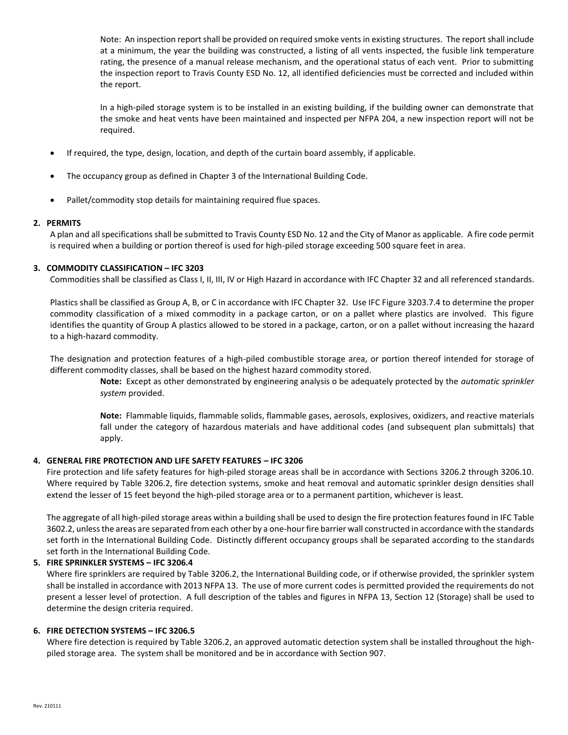Note: An inspection report shall be provided on required smoke vents in existing structures. The report shall include at a minimum, the year the building was constructed, a listing of all vents inspected, the fusible link temperature rating, the presence of a manual release mechanism, and the operational status of each vent. Prior to submitting the inspection report to Travis County ESD No. 12, all identified deficiencies must be corrected and included within the report.

In a high-piled storage system is to be installed in an existing building, if the building owner can demonstrate that the smoke and heat vents have been maintained and inspected per NFPA 204, a new inspection report will not be required.

- If required, the type, design, location, and depth of the curtain board assembly, if applicable.
- The occupancy group as defined in Chapter 3 of the International Building Code.
- Pallet/commodity stop details for maintaining required flue spaces.

**2. PERMITS**

A plan and all specifications shall be submitted to Travis County ESD No. 12 and the City of Manor as applicable. A fire code permit is required when a building or portion thereof is used for high-piled storage exceeding 500 square feet in area.

**3. COMMODITY CLASSIFICATION – IFC 3203**

Commodities shall be classified as Class I, II, III, IV or High Hazard in accordance with IFC Chapter 32 and all referenced standards.

Plastics shall be classified as Group A, B, or C in accordance with IFC Chapter 32. Use IFC Figure 3203.7.4 to determine the proper commodity classification of a mixed commodity in a package carton, or on a pallet where plastics are involved. This figure identifies the quantity of Group A plastics allowed to be stored in a package, carton, or on a pallet without increasing the hazard to a high-hazard commodity.

The designation and protection features of a high-piled combustible storage area, or portion thereof intended for storage of different commodity classes, shall be based on the highest hazard commodity stored.

> **Note:** Except as other demonstrated by engineering analysis o be adequately protected by the *automatic sprinkler system* provided.
>
> **Note:** Flammable liquids, flammable solids, flammable gases, aerosols, explosives, oxidizers, and reactive materials fall under the category of hazardous materials and have additional codes (and subsequent plan submittals) that apply.

**4. GENERAL FIRE PROTECTION AND LIFE SAFETY FEATURES – IFC 3206**

Fire protection and life safety features for high-piled storage areas shall be in accordance with Sections 3206.2 through 3206.10. Where required by Table 3206.2, fire detection systems, smoke and heat removal and automatic sprinkler design densities shall extend the lesser of 15 feet beyond the high-piled storage area or to a permanent partition, whichever is least.

The aggregate of all high-piled storage areas within a building shall be used to design the fire protection features found in IFC Table 3602.2, unless the areas are separated from each other by a one-hour fire barrier wall constructed in accordance with the standards set forth in the International Building Code. Distinctly different occupancy groups shall be separated according to the standards set forth in the International Building Code.

**5. FIRE SPRINKLER SYSTEMS – IFC 3206.4**

Where fire sprinklers are required by Table 3206.2, the International Building code, or if otherwise provided, the sprinkler system shall be installed in accordance with 2013 NFPA 13. The use of more current codes is permitted provided the requirements do not present a lesser level of protection. A full description of the tables and figures in NFPA 13, Section 12 (Storage) shall be used to determine the design criteria required.

**6. FIRE DETECTION SYSTEMS – IFC 3206.5**

Where fire detection is required by Table 3206.2, an approved automatic detection system shall be installed throughout the high-piled storage area. The system shall be monitored and be in accordance with Section 907.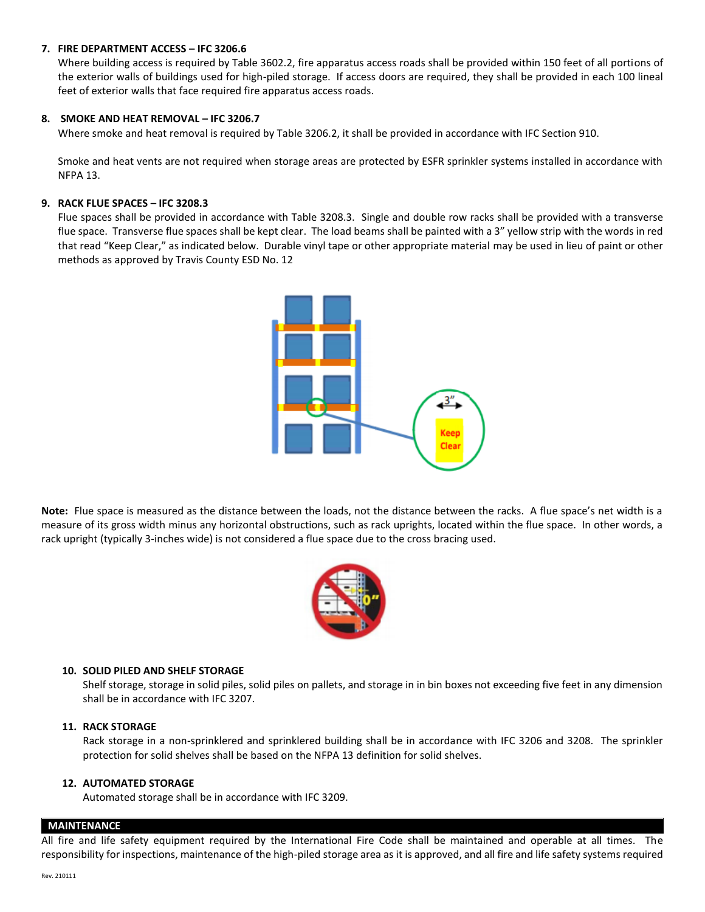**7. FIRE DEPARTMENT ACCESS – IFC 3206.6**

Where building access is required by Table 3602.2, fire apparatus access roads shall be provided within 150 feet of all portions of the exterior walls of buildings used for high-piled storage. If access doors are required, they shall be provided in each 100 lineal feet of exterior walls that face required fire apparatus access roads.

**8. SMOKE AND HEAT REMOVAL – IFC 3206.7**

Where smoke and heat removal is required by Table 3206.2, it shall be provided in accordance with IFC Section 910.

Smoke and heat vents are not required when storage areas are protected by ESFR sprinkler systems installed in accordance with NFPA 13.

**9. RACK FLUE SPACES – IFC 3208.3**

Flue spaces shall be provided in accordance with Table 3208.3. Single and double row racks shall be provided with a transverse flue space. Transverse flue spaces shall be kept clear. The load beams shall be painted with a 3" yellow strip with the words in red that read "Keep Clear," as indicated below. Durable vinyl tape or other appropriate material may be used in lieu of paint or other methods as approved by Travis County ESD No. 12

**Note:** Flue space is measured as the distance between the loads, not the distance between the racks. A flue space's net width is a measure of its gross width minus any horizontal obstructions, such as rack uprights, located within the flue space. In other words, a rack upright (typically 3-inches wide) is not considered a flue space due to the cross bracing used.

**10. SOLID PILED AND SHELF STORAGE**

Shelf storage, storage in solid piles, solid piles on pallets, and storage in in bin boxes not exceeding five feet in any dimension shall be in accordance with IFC 3207.

**11. RACK STORAGE**

Rack storage in a non-sprinklered and sprinklered building shall be in accordance with IFC 3206 and 3208. The sprinkler protection for solid shelves shall be based on the NFPA 13 definition for solid shelves.

**12. AUTOMATED STORAGE**

Automated storage shall be in accordance with IFC 3209.

## MAINTENANCE

All fire and life safety equipment required by the International Fire Code shall be maintained and operable at all times. The responsibility for inspections, maintenance of the high-piled storage area as it is approved, and all fire and life safety systems required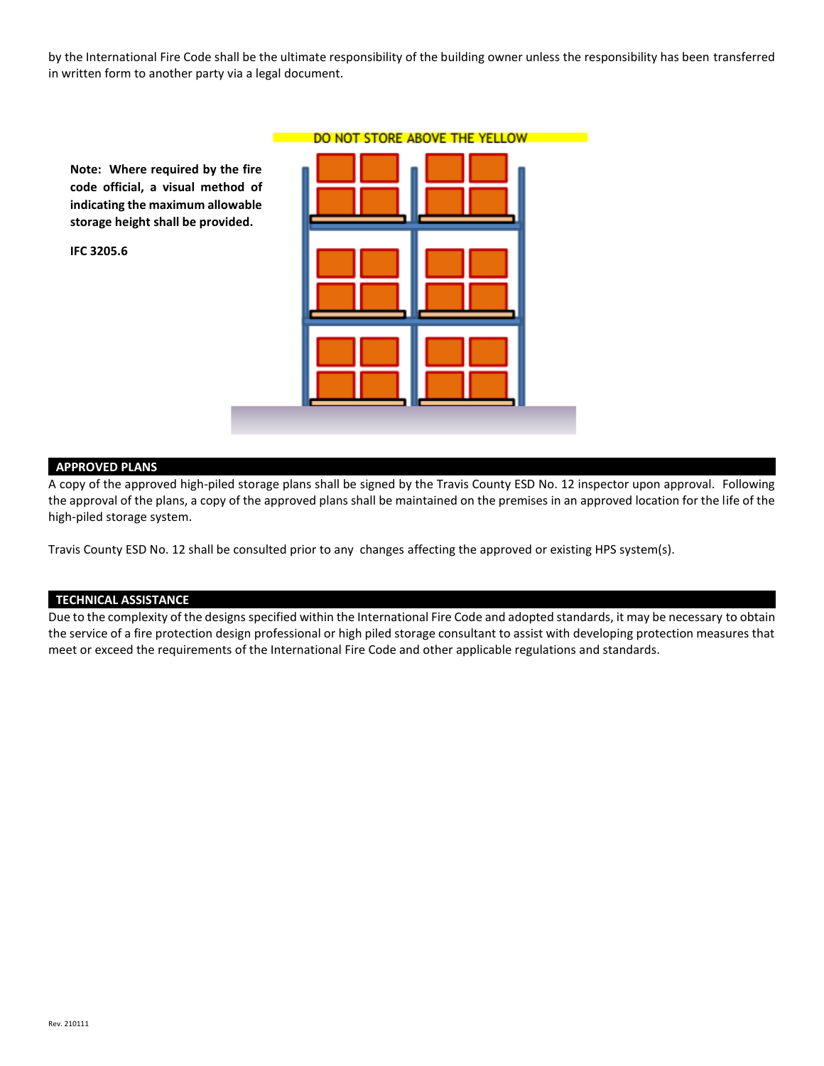by the International Fire Code shall be the ultimate responsibility of the building owner unless the responsibility has been transferred in written form to another party via a legal document.

**Note: Where required by the fire code official, a visual method of indicating the maximum allowable storage height shall be provided.**

**IFC 3205.6**

DO NOT STORE ABOVE THE YELLOW

## APPROVED PLANS

A copy of the approved high-piled storage plans shall be signed by the Travis County ESD No. 12 inspector upon approval. Following the approval of the plans, a copy of the approved plans shall be maintained on the premises in an approved location for the life of the high-piled storage system.

Travis County ESD No. 12 shall be consulted prior to any changes affecting the approved or existing HPS system(s).

## TECHNICAL ASSISTANCE

Due to the complexity of the designs specified within the International Fire Code and adopted standards, it may be necessary to obtain the service of a fire protection design professional or high piled storage consultant to assist with developing protection measures that meet or exceed the requirements of the International Fire Code and other applicable regulations and standards.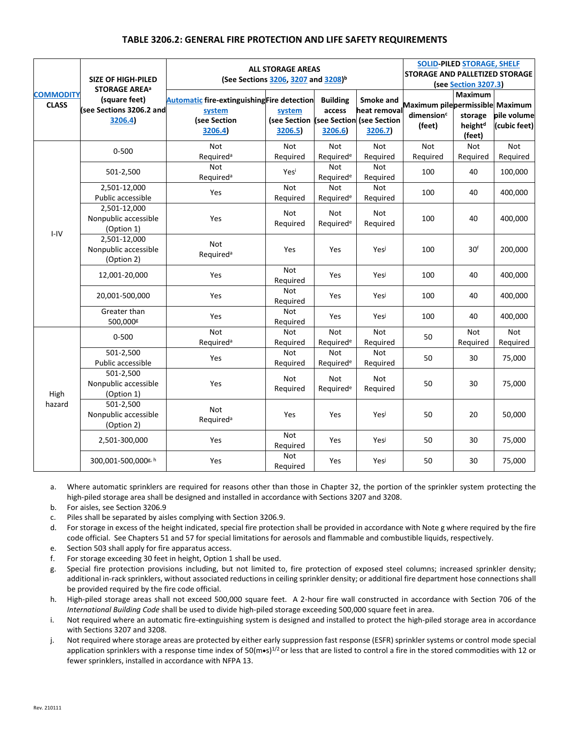## TABLE 3206.2: GENERAL FIRE PROTECTION AND LIFE SAFETY REQUIREMENTS

| COMMODITY CLASS | SIZE OF HIGH-PILED STORAGE AREA[a] (square feet) (see Sections 3206.2 and 3206.4) | ALL STORAGE AREAS (See Sections 3206, 3207 and 3208)[b] Automatic fire-extinguishing system (see Section 3206.4) | Fire detection system (see Section 3206.5) | Building access (see Section 3206.6) | Smoke and heat removal (see Section 3206.7) | SOLID-PILED STORAGE, SHELF STORAGE AND PALLETIZED STORAGE (see Section 3207.3) Maximum pile dimension[c] (feet) | Maximum permissible storage height[d] (feet) | Maximum pile volume (cubic feet) |
|---|---|---|---|---|---|---|---|---|
| I-IV | 0-500 | Not Required[a] | Not Required | Not Required[e] | Not Required | Not Required | Not Required | Not Required |
| | 501-2,500 | Not Required[a] | Yes[i] | Not Required[e] | Not Required | 100 | 40 | 100,000 |
| | 2,501-12,000 Public accessible | Yes | Not Required | Not Required[e] | Not Required | 100 | 40 | 400,000 |
| | 2,501-12,000 Nonpublic accessible (Option 1) | Yes | Not Required | Not Required[e] | Not Required | 100 | 40 | 400,000 |
| | 2,501-12,000 Nonpublic accessible (Option 2) | Not Required[a] | Yes | Yes | Yes[j] | 100 | 30[f] | 200,000 |
| | 12,001-20,000 | Yes | Not Required | Yes | Yes[j] | 100 | 40 | 400,000 |
| | 20,001-500,000 | Yes | Not Required | Yes | Yes[j] | 100 | 40 | 400,000 |
| | Greater than 500,000[g] | Yes | Not Required | Yes | Yes[j] | 100 | 40 | 400,000 |
| High hazard | 0-500 | Not Required[a] | Not Required | Not Required[e] | Not Required | 50 | Not Required | Not Required |
| | 501-2,500 Public accessible | Yes | Not Required | Not Required[e] | Not Required | 50 | 30 | 75,000 |
| | 501-2,500 Nonpublic accessible (Option 1) | Yes | Not Required | Not Required[e] | Not Required | 50 | 30 | 75,000 |
| | 501-2,500 Nonpublic accessible (Option 2) | Not Required[a] | Yes | Yes | Yes[j] | 50 | 20 | 50,000 |
| | 2,501-300,000 | Yes | Not Required | Yes | Yes[j] | 50 | 30 | 75,000 |
| | 300,001-500,000[g, h] | Yes | Not Required | Yes | Yes[j] | 50 | 30 | 75,000 |

a. Where automatic sprinklers are required for reasons other than those in Chapter 32, the portion of the sprinkler system protecting the high-piled storage area shall be designed and installed in accordance with Sections 3207 and 3208.

b. For aisles, see Section 3206.9

c. Piles shall be separated by aisles complying with Section 3206.9.

d. For storage in excess of the height indicated, special fire protection shall be provided in accordance with Note g where required by the fire code official. See Chapters 51 and 57 for special limitations for aerosols and flammable and combustible liquids, respectively.

e. Section 503 shall apply for fire apparatus access.

f. For storage exceeding 30 feet in height, Option 1 shall be used.

g. Special fire protection provisions including, but not limited to, fire protection of exposed steel columns; increased sprinkler density; additional in-rack sprinklers, without associated reductions in ceiling sprinkler density; or additional fire department hose connections shall be provided required by the fire code official.

h. High-piled storage areas shall not exceed 500,000 square feet. A 2-hour fire wall constructed in accordance with Section 706 of the *International Building Code* shall be used to divide high-piled storage exceeding 500,000 square feet in area.

i. Not required where an automatic fire-extinguishing system is designed and installed to protect the high-piled storage area in accordance with Sections 3207 and 3208.

j. Not required where storage areas are protected by either early suppression fast response (ESFR) sprinkler systems or control mode special application sprinklers with a response time index of $50(\text{m}\bullet\text{s})^{1/2}$ or less that are listed to control a fire in the stored commodities with 12 or fewer sprinklers, installed in accordance with NFPA 13.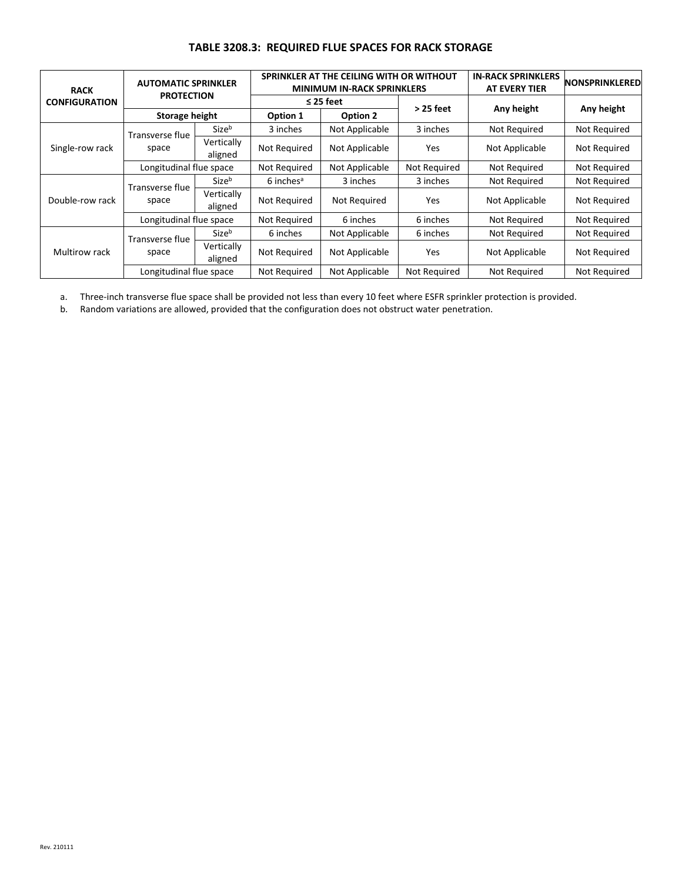## TABLE 3208.3: REQUIRED FLUE SPACES FOR RACK STORAGE

| RACK CONFIGURATION | AUTOMATIC SPRINKLER PROTECTION | | SPRINKLER AT THE CEILING WITH OR WITHOUT MINIMUM IN-RACK SPRINKLERS | | | IN-RACK SPRINKLERS AT EVERY TIER | NONSPRINKLERED |
|---|---|---|---|---|---|---|---|
| | | | ≤ 25 feet | | > 25 feet | Any height | Any height |
| | Storage height | | Option 1 | Option 2 | | | |
| Single-row rack | Transverse flue space | Size[b] | 3 inches | Not Applicable | 3 inches | Not Required | Not Required |
| | | Vertically aligned | Not Required | Not Applicable | Yes | Not Applicable | Not Required |
| | Longitudinal flue space | | Not Required | Not Applicable | Not Required | Not Required | Not Required |
| Double-row rack | Transverse flue space | Size[b] | 6 inches[a] | 3 inches | 3 inches | Not Required | Not Required |
| | | Vertically aligned | Not Required | Not Required | Yes | Not Applicable | Not Required |
| | Longitudinal flue space | | Not Required | 6 inches | 6 inches | Not Required | Not Required |
| Multirow rack | Transverse flue space | Size[b] | 6 inches | Not Applicable | 6 inches | Not Required | Not Required |
| | | Vertically aligned | Not Required | Not Applicable | Yes | Not Applicable | Not Required |
| | Longitudinal flue space | | Not Required | Not Applicable | Not Required | Not Required | Not Required |

a. Three-inch transverse flue space shall be provided not less than every 10 feet where ESFR sprinkler protection is provided.

b. Random variations are allowed, provided that the configuration does not obstruct water penetration.

Rev. 210111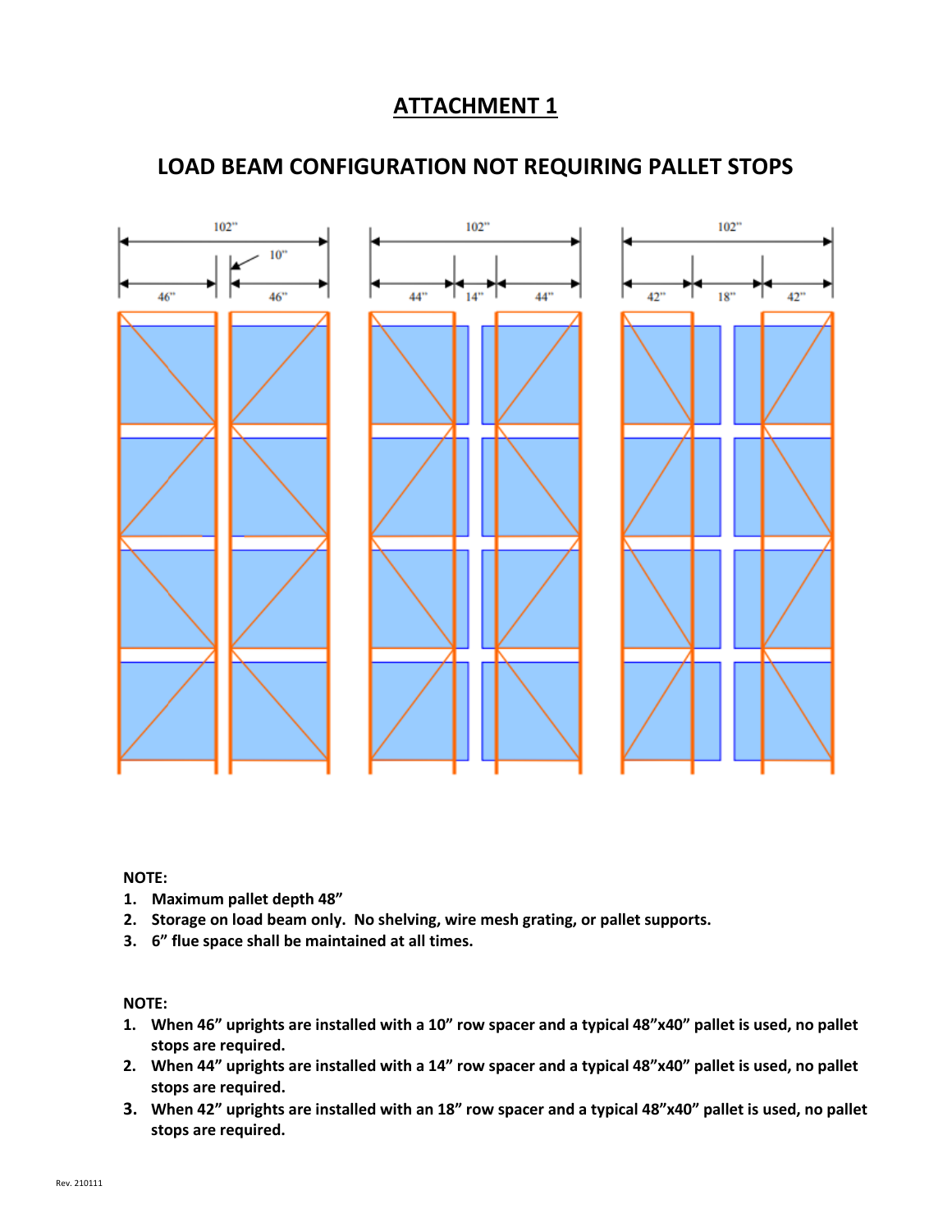# ATTACHMENT 1

## LOAD BEAM CONFIGURATION NOT REQUIRING PALLET STOPS

**NOTE:**

1. **Maximum pallet depth 48"**
2. **Storage on load beam only. No shelving, wire mesh grating, or pallet supports.**
3. **6" flue space shall be maintained at all times.**

**NOTE:**

1. **When 46" uprights are installed with a 10" row spacer and a typical 48"x40" pallet is used, no pallet stops are required.**
2. **When 44" uprights are installed with a 14" row spacer and a typical 48"x40" pallet is used, no pallet stops are required.**
3. **When 42" uprights are installed with an 18" row spacer and a typical 48"x40" pallet is used, no pallet stops are required.**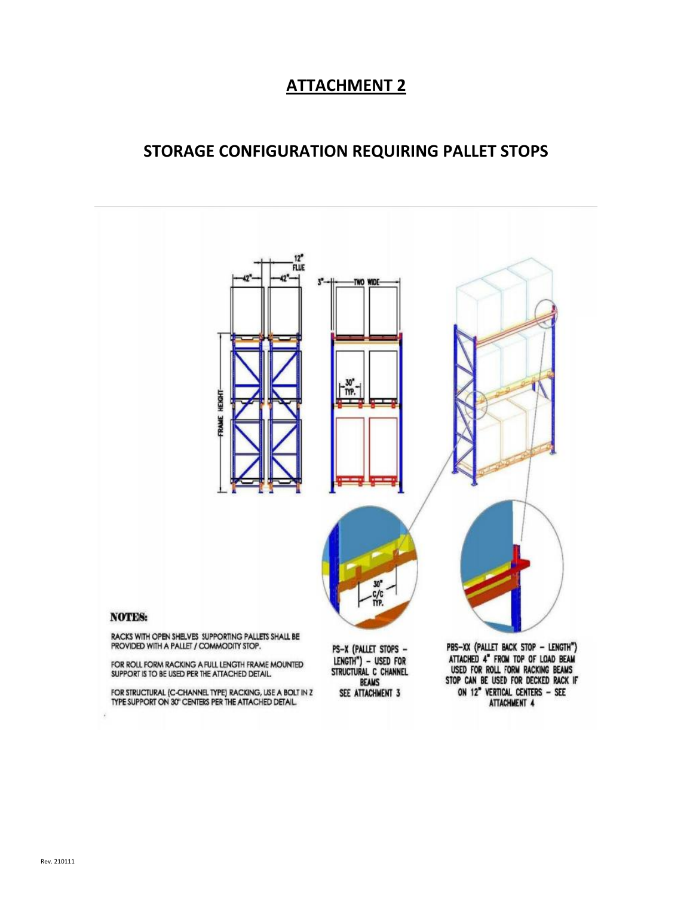# ATTACHMENT 2

## STORAGE CONFIGURATION REQUIRING PALLET STOPS

12" FLUE

42" 42"

3" TWO WIDE

FRAME HEIGHT

30" TYP.

30" C/C TYP.

**NOTES:**

RACKS WITH OPEN SHELVES SUPPORTING PALLETS SHALL BE PROVIDED WITH A PALLET / COMMODITY STOP.

FOR ROLL FORM RACKING A FULL LENGTH FRAME MOUNTED SUPPORT IS TO BE USED PER THE ATTACHED DETAIL.

FOR STRUCTURAL (C-CHANNEL TYPE) RACKING, USE A BOLT IN Z TYPE SUPPORT ON 30" CENTERS PER THE ATTACHED DETAIL.

PS-X (PALLET STOPS – LENGTH") – USED FOR STRUCTURAL C CHANNEL BEAMS SEE ATTACHMENT 3

PBS-XX (PALLET BACK STOP – LENGTH") ATTACHED 4" FROM TOP OF LOAD BEAM USED FOR ROLL FORM RACKING BEAMS STOP CAN BE USED FOR DECKED RACK IF ON 12" VERTICAL CENTERS – SEE ATTACHMENT 4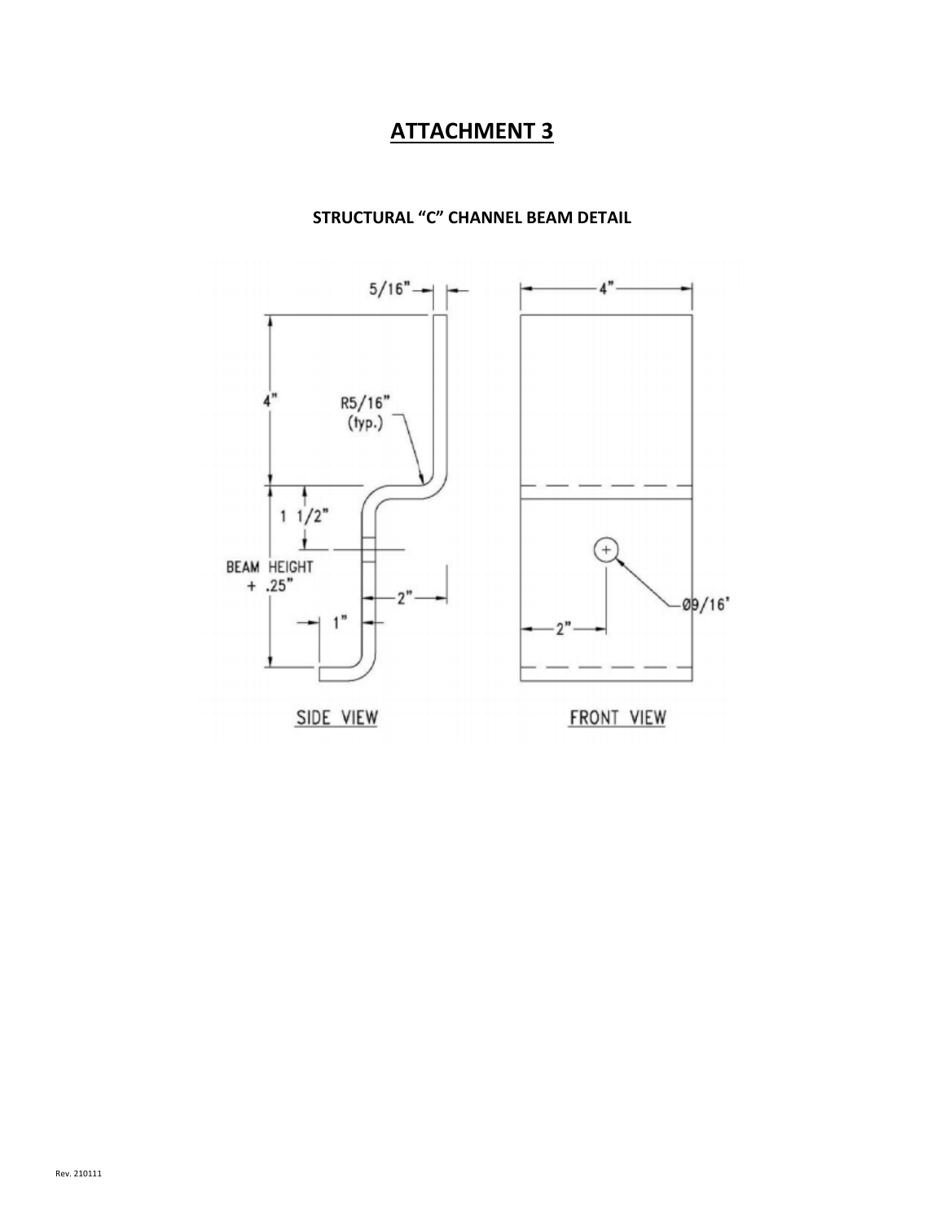# ATTACHMENT 3

### STRUCTURAL "C" CHANNEL BEAM DETAIL

5/16"

4"

4"

R5/16"
(typ.)

1 1/2"

BEAM HEIGHT
+ .25"

2"

1"

2"

Ø9/16"

SIDE VIEW

FRONT VIEW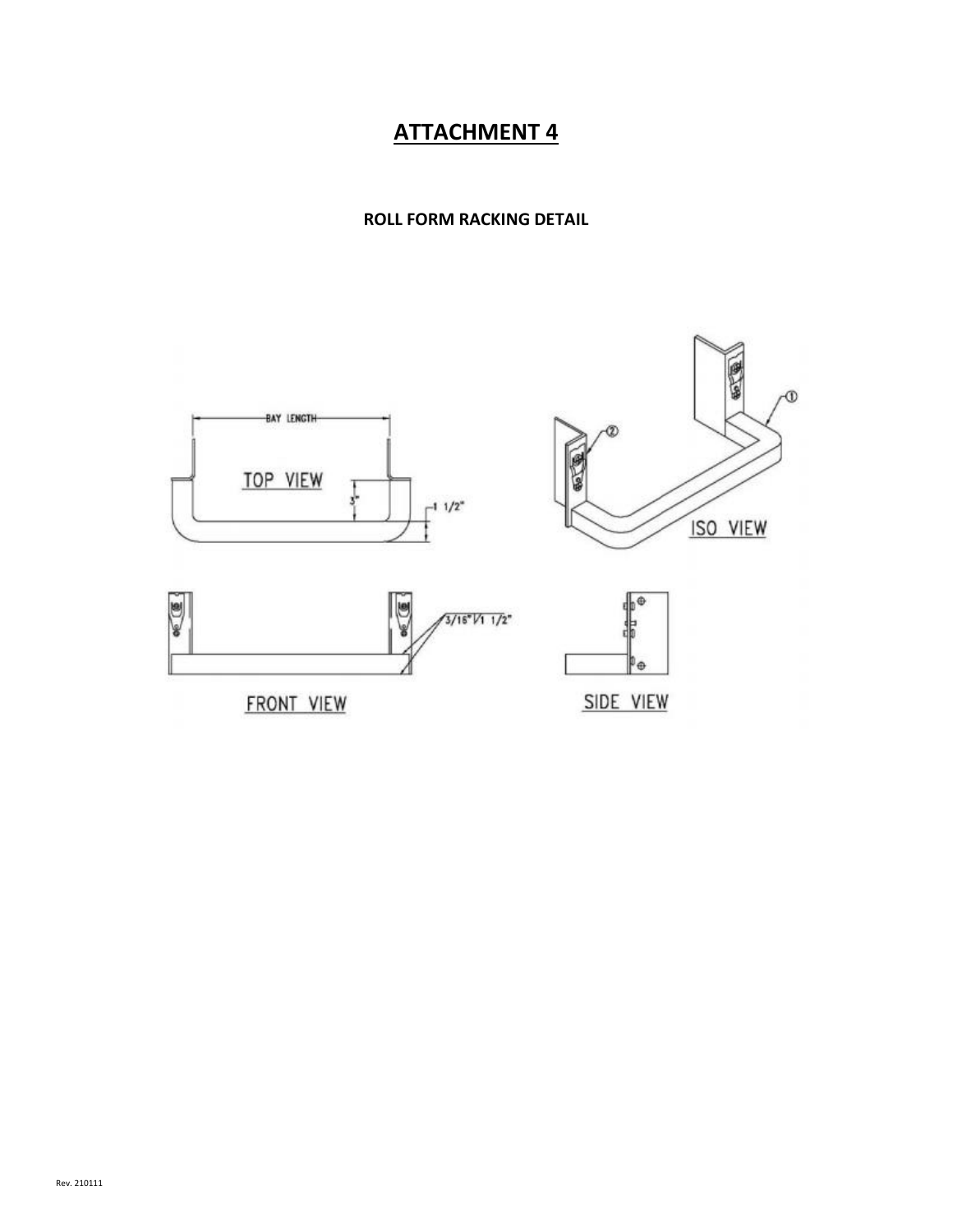# ATTACHMENT 4

**ROLL FORM RACKING DETAIL**

BAY LENGTH

TOP VIEW

3"

1 1/2"

ISO VIEW

①

②

3/16" 1 1/2"

FRONT VIEW

SIDE VIEW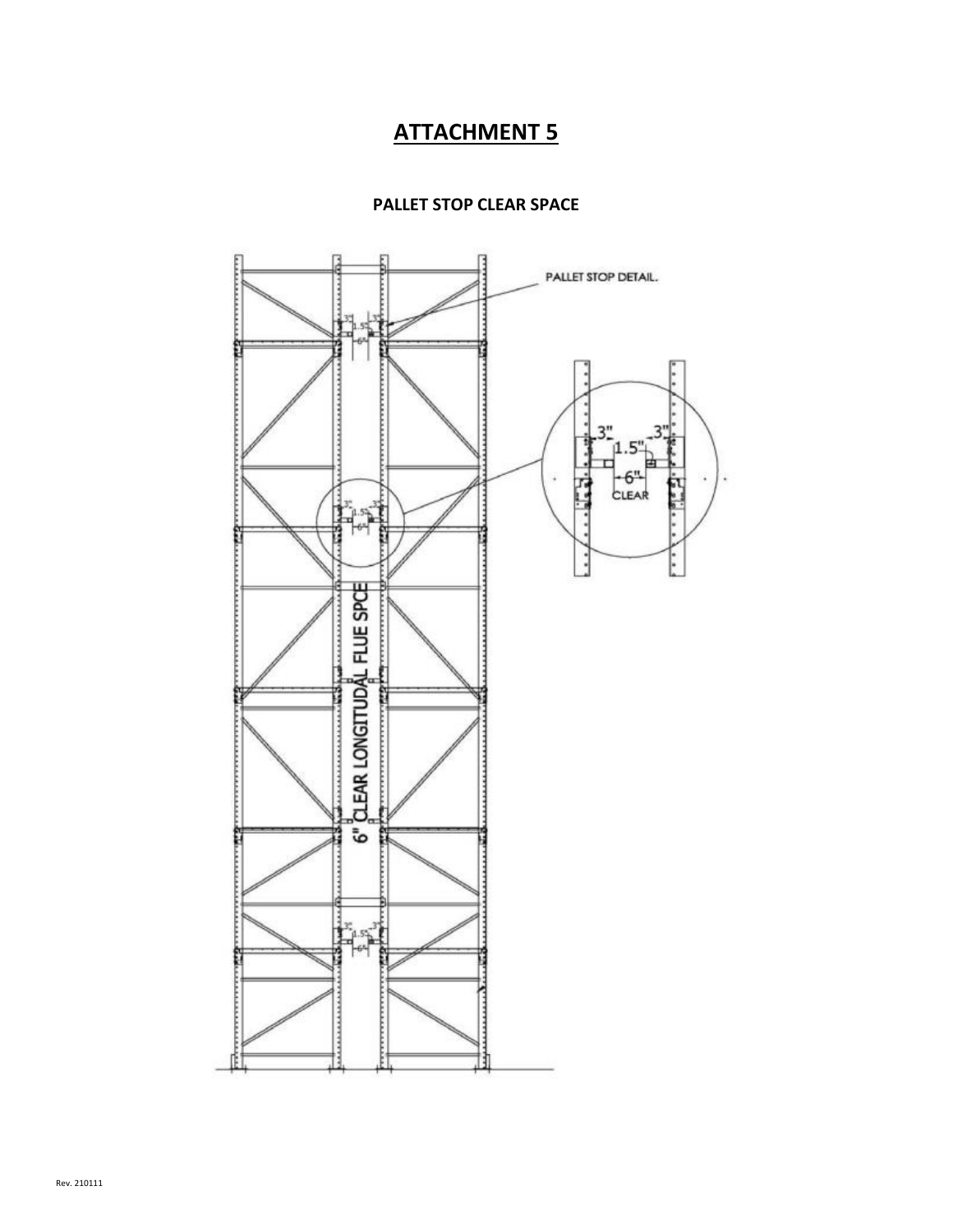# ATTACHMENT 5

## PALLET STOP CLEAR SPACE

PALLET STOP DETAIL.

3"

1.5"

3"

6"

CLEAR

6" CLEAR LONGITUDAL FLUE SPCE